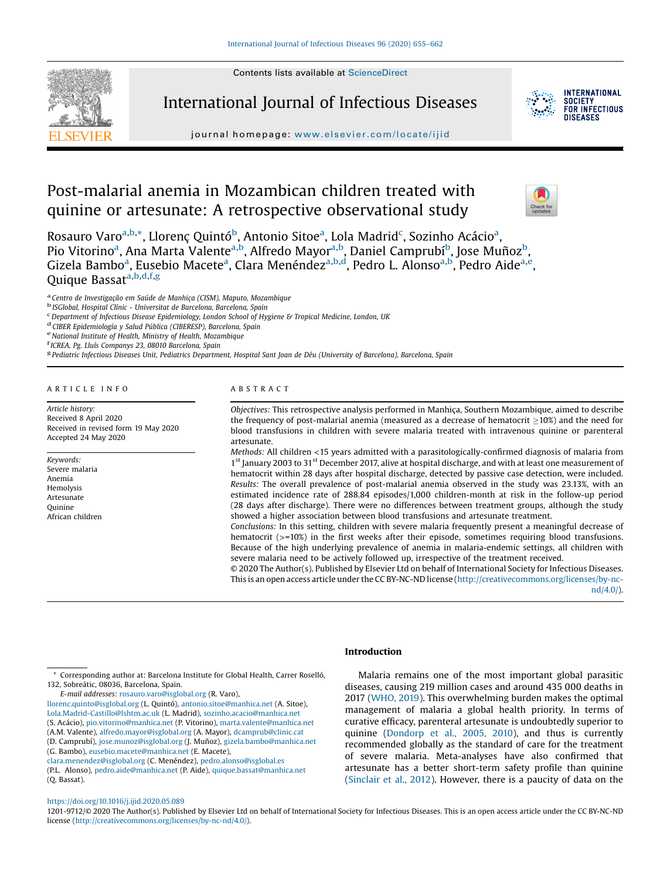# Post-malarial anemia in Mozambican children treated with quinine or artesunate: A retrospective observational study

Rosauro Varo[a,b,*], Llorenç Quintó[b], Antonio Sitoe[a], Lola Madrid[c], Sozinho Acácio[a], Pio Vitorino[a], Ana Marta Valente[a,b], Alfredo Mayor[a,b], Daniel Camprubí[b], Jose Muñoz[b], Gizela Bambo[a], Eusebio Macete[a], Clara Menéndez[a,b,d], Pedro L. Alonso[a,b], Pedro Aide[a,e], Quique Bassat[a,b,d,f,g]

[a] Centro de Investigação em Saúde de Manhiça (CISM), Maputo, Mozambique
[b] ISGlobal, Hospital Clínic - Universitat de Barcelona, Barcelona, Spain
[c] Department of Infectious Disease Epidemiology, London School of Hygiene & Tropical Medicine, London, UK
[d] CIBER Epidemiología y Salud Pública (CIBERESP), Barcelona, Spain
[e] National Institute of Health, Ministry of Health, Mozambique
[f] ICREA, Pg. Lluís Companys 23, 08010 Barcelona, Spain
[g] Pediatric Infectious Diseases Unit, Pediatrics Department, Hospital Sant Joan de Déu (University of Barcelona), Barcelona, Spain

## ARTICLE INFO

*Article history:*
Received 8 April 2020
Received in revised form 19 May 2020
Accepted 24 May 2020

*Keywords:*
Severe malaria
Anemia
Hemolysis
Artesunate
Quinine
African children

## ABSTRACT

*Objectives:* This retrospective analysis performed in Manhiça, Southern Mozambique, aimed to describe the frequency of post-malarial anemia (measured as a decrease of hematocrit ≥10%) and the need for blood transfusions in children with severe malaria treated with intravenous quinine or parenteral artesunate.

*Methods:* All children <15 years admitted with a parasitologically-confirmed diagnosis of malaria from 1st January 2003 to 31st December 2017, alive at hospital discharge, and with at least one measurement of hematocrit within 28 days after hospital discharge, detected by passive case detection, were included.

*Results:* The overall prevalence of post-malarial anemia observed in the study was 23.13%, with an estimated incidence rate of 288.84 episodes/1,000 children-month at risk in the follow-up period (28 days after discharge). There were no differences between treatment groups, although the study showed a higher association between blood transfusions and artesunate treatment.

*Conclusions:* In this setting, children with severe malaria frequently present a meaningful decrease of hematocrit (>=10%) in the first weeks after their episode, sometimes requiring blood transfusions. Because of the high underlying prevalence of anemia in malaria-endemic settings, all children with severe malaria need to be actively followed up, irrespective of the treatment received.

© 2020 The Author(s). Published by Elsevier Ltd on behalf of International Society for Infectious Diseases. This is an open access article under the CC BY-NC-ND license (http://creativecommons.org/licenses/by-nc-nd/4.0/).

## Introduction

Malaria remains one of the most important global parasitic diseases, causing 219 million cases and around 435 000 deaths in 2017 (WHO, 2019). This overwhelming burden makes the optimal management of malaria a global health priority. In terms of curative efficacy, parenteral artesunate is undoubtedly superior to quinine (Dondorp et al., 2005, 2010), and thus is currently recommended globally as the standard of care for the treatment of severe malaria. Meta-analyses have also confirmed that artesunate has a better short-term safety profile than quinine (Sinclair et al., 2012). However, there is a paucity of data on the

\* Corresponding author at: Barcelona Institute for Global Health, Carrer Roselló, 132, Sobreátic, 08036, Barcelona, Spain.
*E-mail addresses:* rosauro.varo@isglobal.org (R. Varo), llorenc.quinto@isglobal.org (L. Quintó), antonio.sitoe@manhica.net (A. Sitoe), Lola.Madrid-Castillo@lshtm.ac.uk (L. Madrid), sozinho.acacio@manhica.net (S. Acácio), pio.vitorino@manhica.net (P. Vitorino), marta.valente@manhica.net (A.M. Valente), alfredo.mayor@isglobal.org (A. Mayor), dcamprub@clinic.cat (D. Camprubí), jose.munoz@isglobal.org (J. Muñoz), gizela.bambo@manhica.net (G. Bambo), eusebio.macete@manhica.net (E. Macete), clara.menendez@isglobal.org (C. Menéndez), pedro.alonso@isglobal.es (P.L. Alonso), pedro.aide@manhica.net (P. Aide), quique.bassat@manhica.net (Q. Bassat).

https://doi.org/10.1016/j.ijid.2020.05.089
1201-9712/© 2020 The Author(s). Published by Elsevier Ltd on behalf of International Society for Infectious Diseases. This is an open access article under the CC BY-NC-ND license (http://creativecommons.org/licenses/by-nc-nd/4.0/).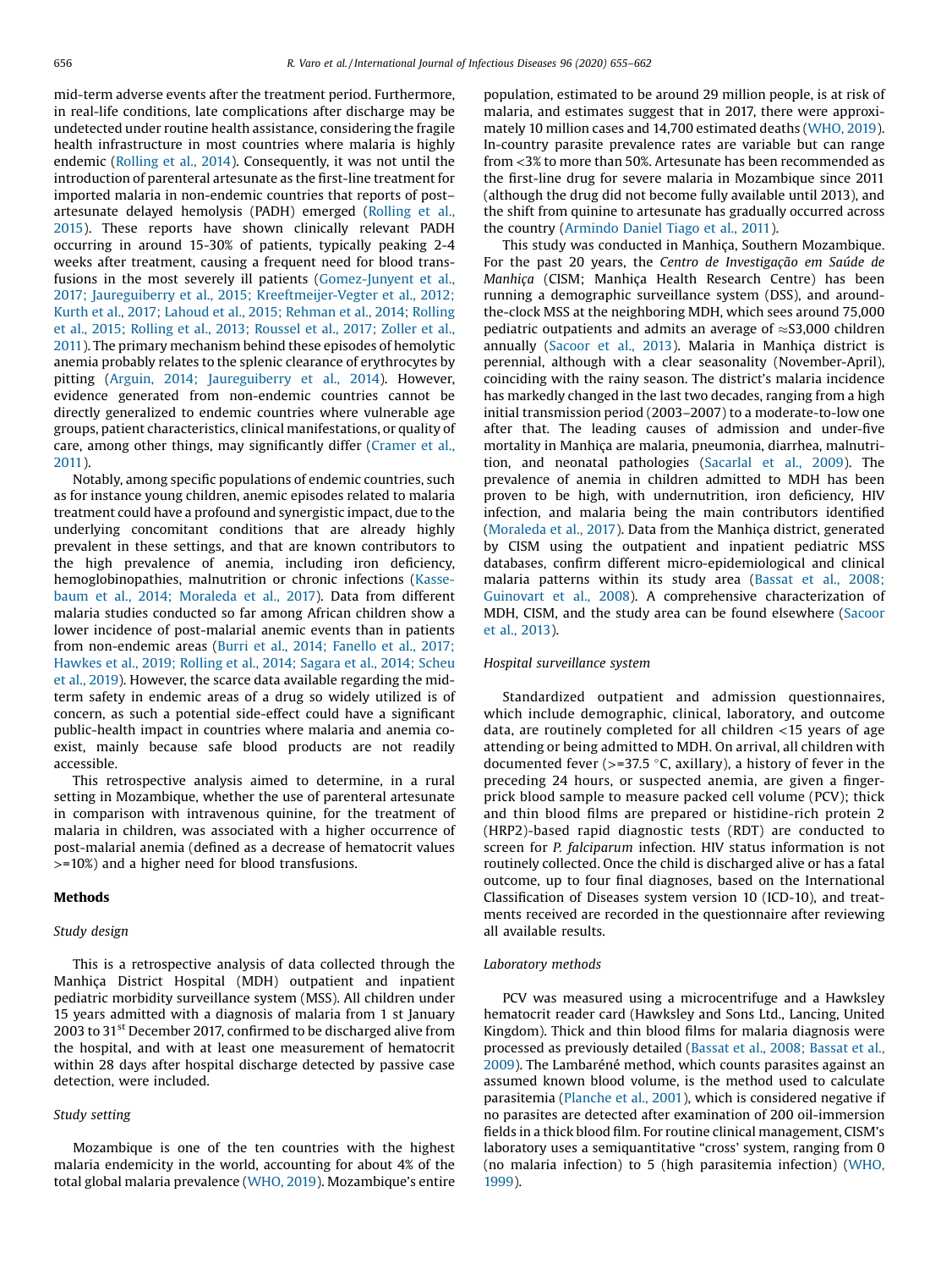mid-term adverse events after the treatment period. Furthermore, in real-life conditions, late complications after discharge may be undetected under routine health assistance, considering the fragile health infrastructure in most countries where malaria is highly endemic (Rolling et al., 2014). Consequently, it was not until the introduction of parenteral artesunate as the first-line treatment for imported malaria in non-endemic countries that reports of post–artesunate delayed hemolysis (PADH) emerged (Rolling et al., 2015). These reports have shown clinically relevant PADH occurring in around 15-30% of patients, typically peaking 2-4 weeks after treatment, causing a frequent need for blood transfusions in the most severely ill patients (Gomez-Junyent et al., 2017; Jaureguiberry et al., 2015; Kreeftmeijer-Vegter et al., 2012; Kurth et al., 2017; Lahoud et al., 2015; Rehman et al., 2014; Rolling et al., 2015; Rolling et al., 2013; Roussel et al., 2017; Zoller et al., 2011). The primary mechanism behind these episodes of hemolytic anemia probably relates to the splenic clearance of erythrocytes by pitting (Arguin, 2014; Jaureguiberry et al., 2014). However, evidence generated from non-endemic countries cannot be directly generalized to endemic countries where vulnerable age groups, patient characteristics, clinical manifestations, or quality of care, among other things, may significantly differ (Cramer et al., 2011).

Notably, among specific populations of endemic countries, such as for instance young children, anemic episodes related to malaria treatment could have a profound and synergistic impact, due to the underlying concomitant conditions that are already highly prevalent in these settings, and that are known contributors to the high prevalence of anemia, including iron deficiency, hemoglobinopathies, malnutrition or chronic infections (Kassebaum et al., 2014; Moraleda et al., 2017). Data from different malaria studies conducted so far among African children show a lower incidence of post-malarial anemic events than in patients from non-endemic areas (Burri et al., 2014; Fanello et al., 2017; Hawkes et al., 2019; Rolling et al., 2014; Sagara et al., 2014; Scheu et al., 2019). However, the scarce data available regarding the mid-term safety in endemic areas of a drug so widely utilized is of concern, as such a potential side-effect could have a significant public-health impact in countries where malaria and anemia co-exist, mainly because safe blood products are not readily accessible.

This retrospective analysis aimed to determine, in a rural setting in Mozambique, whether the use of parenteral artesunate in comparison with intravenous quinine, for the treatment of malaria in children, was associated with a higher occurrence of post-malarial anemia (defined as a decrease of hematocrit values >=10%) and a higher need for blood transfusions.

## Methods

### Study design

This is a retrospective analysis of data collected through the Manhiça District Hospital (MDH) outpatient and inpatient pediatric morbidity surveillance system (MSS). All children under 15 years admitted with a diagnosis of malaria from 1 st January 2003 to 31st December 2017, confirmed to be discharged alive from the hospital, and with at least one measurement of hematocrit within 28 days after hospital discharge detected by passive case detection, were included.

### Study setting

Mozambique is one of the ten countries with the highest malaria endemicity in the world, accounting for about 4% of the total global malaria prevalence (WHO, 2019). Mozambique's entire population, estimated to be around 29 million people, is at risk of malaria, and estimates suggest that in 2017, there were approximately 10 million cases and 14,700 estimated deaths (WHO, 2019). In-country parasite prevalence rates are variable but can range from <3% to more than 50%. Artesunate has been recommended as the first-line drug for severe malaria in Mozambique since 2011 (although the drug did not become fully available until 2013), and the shift from quinine to artesunate has gradually occurred across the country (Armindo Daniel Tiago et al., 2011).

This study was conducted in Manhiça, Southern Mozambique. For the past 20 years, the *Centro de Investigação em Saúde de Manhiça* (CISM; Manhiça Health Research Centre) has been running a demographic surveillance system (DSS), and around-the-clock MSS at the neighboring MDH, which sees around 75,000 pediatric outpatients and admits an average of ≈S3,000 children annually (Sacoor et al., 2013). Malaria in Manhiça district is perennial, although with a clear seasonality (November-April), coinciding with the rainy season. The district's malaria incidence has markedly changed in the last two decades, ranging from a high initial transmission period (2003–2007) to a moderate-to-low one after that. The leading causes of admission and under-five mortality in Manhiça are malaria, pneumonia, diarrhea, malnutrition, and neonatal pathologies (Sacarlal et al., 2009). The prevalence of anemia in children admitted to MDH has been proven to be high, with undernutrition, iron deficiency, HIV infection, and malaria being the main contributors identified (Moraleda et al., 2017). Data from the Manhiça district, generated by CISM using the outpatient and inpatient pediatric MSS databases, confirm different micro-epidemiological and clinical malaria patterns within its study area (Bassat et al., 2008; Guinovart et al., 2008). A comprehensive characterization of MDH, CISM, and the study area can be found elsewhere (Sacoor et al., 2013).

### Hospital surveillance system

Standardized outpatient and admission questionnaires, which include demographic, clinical, laboratory, and outcome data, are routinely completed for all children <15 years of age attending or being admitted to MDH. On arrival, all children with documented fever (>=37.5 °C, axillary), a history of fever in the preceding 24 hours, or suspected anemia, are given a finger-prick blood sample to measure packed cell volume (PCV); thick and thin blood films are prepared or histidine-rich protein 2 (HRP2)-based rapid diagnostic tests (RDT) are conducted to screen for *P. falciparum* infection. HIV status information is not routinely collected. Once the child is discharged alive or has a fatal outcome, up to four final diagnoses, based on the International Classification of Diseases system version 10 (ICD-10), and treatments received are recorded in the questionnaire after reviewing all available results.

### Laboratory methods

PCV was measured using a microcentrifuge and a Hawksley hematocrit reader card (Hawksley and Sons Ltd., Lancing, United Kingdom). Thick and thin blood films for malaria diagnosis were processed as previously detailed (Bassat et al., 2008; Bassat et al., 2009). The Lambaréné method, which counts parasites against an assumed known blood volume, is the method used to calculate parasitemia (Planche et al., 2001), which is considered negative if no parasites are detected after examination of 200 oil-immersion fields in a thick blood film. For routine clinical management, CISM's laboratory uses a semiquantitative "cross' system, ranging from 0 (no malaria infection) to 5 (high parasitemia infection) (WHO, 1999).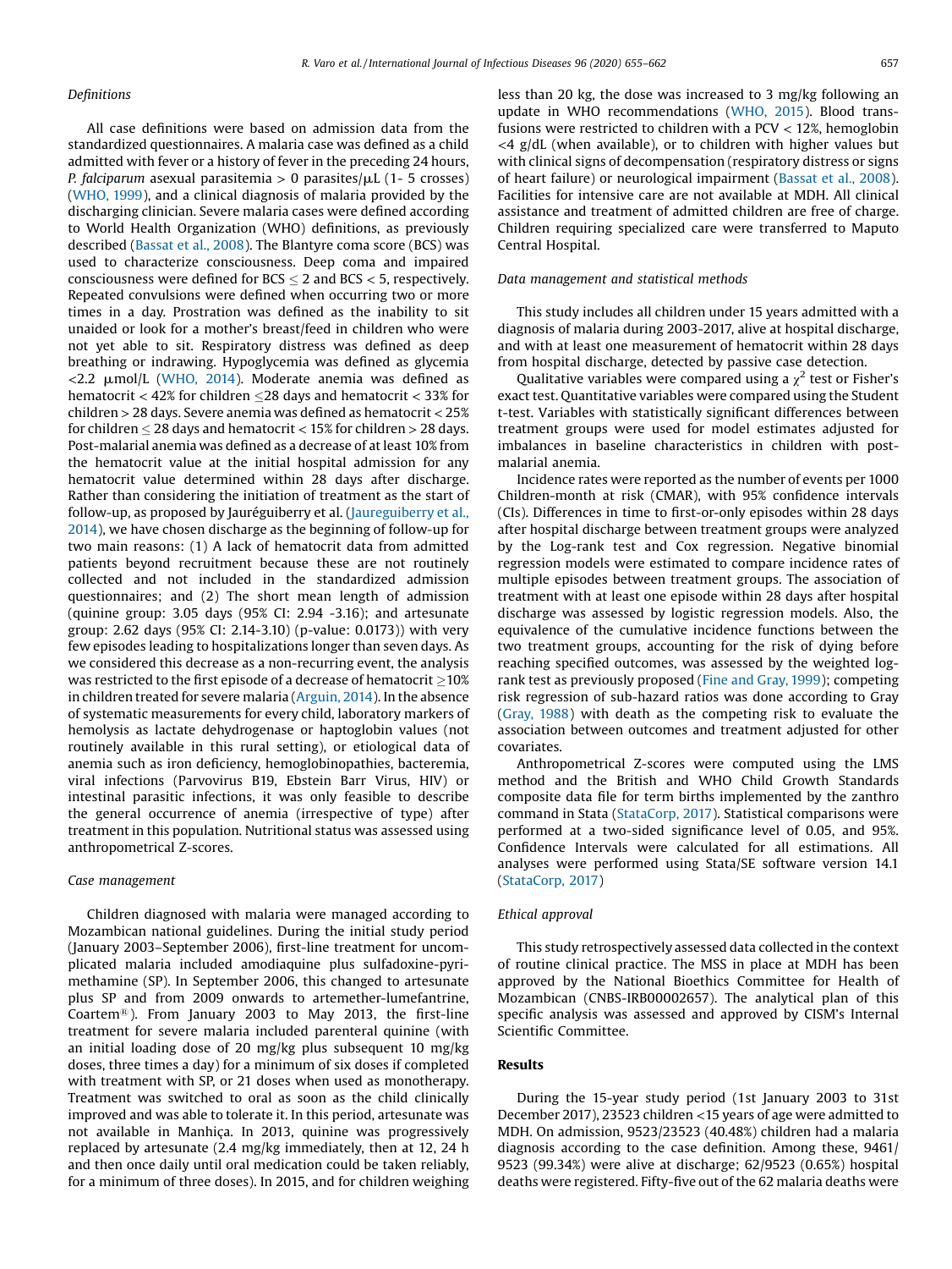*Definitions*

All case definitions were based on admission data from the standardized questionnaires. A malaria case was defined as a child admitted with fever or a history of fever in the preceding 24 hours, *P. falciparum* asexual parasitemia > 0 parasites/μL (1- 5 crosses) (WHO, 1999), and a clinical diagnosis of malaria provided by the discharging clinician. Severe malaria cases were defined according to World Health Organization (WHO) definitions, as previously described (Bassat et al., 2008). The Blantyre coma score (BCS) was used to characterize consciousness. Deep coma and impaired consciousness were defined for BCS ≤ 2 and BCS < 5, respectively. Repeated convulsions were defined when occurring two or more times in a day. Prostration was defined as the inability to sit unaided or look for a mother's breast/feed in children who were not yet able to sit. Respiratory distress was defined as deep breathing or indrawing. Hypoglycemia was defined as glycemia <2.2 μmol/L (WHO, 2014). Moderate anemia was defined as hematocrit < 42% for children ≤28 days and hematocrit < 33% for children > 28 days. Severe anemia was defined as hematocrit < 25% for children ≤ 28 days and hematocrit < 15% for children > 28 days. Post-malarial anemia was defined as a decrease of at least 10% from the hematocrit value at the initial hospital admission for any hematocrit value determined within 28 days after discharge. Rather than considering the initiation of treatment as the start of follow-up, as proposed by Jauréguiberry et al. (Jaureguiberry et al., 2014), we have chosen discharge as the beginning of follow-up for two main reasons: (1) A lack of hematocrit data from admitted patients beyond recruitment because these are not routinely collected and not included in the standardized admission questionnaires; and (2) The short mean length of admission (quinine group: 3.05 days (95% CI: 2.94 -3.16); and artesunate group: 2.62 days (95% CI: 2.14-3.10) (p-value: 0.0173)) with very few episodes leading to hospitalizations longer than seven days. As we considered this decrease as a non-recurring event, the analysis was restricted to the first episode of a decrease of hematocrit ≥10% in children treated for severe malaria (Arguin, 2014). In the absence of systematic measurements for every child, laboratory markers of hemolysis as lactate dehydrogenase or haptoglobin values (not routinely available in this rural setting), or etiological data of anemia such as iron deficiency, hemoglobinopathies, bacteremia, viral infections (Parvovirus B19, Ebstein Barr Virus, HIV) or intestinal parasitic infections, it was only feasible to describe the general occurrence of anemia (irrespective of type) after treatment in this population. Nutritional status was assessed using anthropometrical Z-scores.

*Case management*

Children diagnosed with malaria were managed according to Mozambican national guidelines. During the initial study period (January 2003–September 2006), first-line treatment for uncomplicated malaria included amodiaquine plus sulfadoxine-pyrimethamine (SP). In September 2006, this changed to artesunate plus SP and from 2009 onwards to artemether-lumefantrine, Coartem®). From January 2003 to May 2013, the first-line treatment for severe malaria included parenteral quinine (with an initial loading dose of 20 mg/kg plus subsequent 10 mg/kg doses, three times a day) for a minimum of six doses if completed with treatment with SP, or 21 doses when used as monotherapy. Treatment was switched to oral as soon as the child clinically improved and was able to tolerate it. In this period, artesunate was not available in Manhiça. In 2013, quinine was progressively replaced by artesunate (2.4 mg/kg immediately, then at 12, 24 h and then once daily until oral medication could be taken reliably, for a minimum of three doses). In 2015, and for children weighing less than 20 kg, the dose was increased to 3 mg/kg following an update in WHO recommendations (WHO, 2015). Blood transfusions were restricted to children with a PCV < 12%, hemoglobin <4 g/dL (when available), or to children with higher values but with clinical signs of decompensation (respiratory distress or signs of heart failure) or neurological impairment (Bassat et al., 2008). Facilities for intensive care are not available at MDH. All clinical assistance and treatment of admitted children are free of charge. Children requiring specialized care were transferred to Maputo Central Hospital.

*Data management and statistical methods*

This study includes all children under 15 years admitted with a diagnosis of malaria during 2003-2017, alive at hospital discharge, and with at least one measurement of hematocrit within 28 days from hospital discharge, detected by passive case detection.

Qualitative variables were compared using a $\chi^2$ test or Fisher's exact test. Quantitative variables were compared using the Student t-test. Variables with statistically significant differences between treatment groups were used for model estimates adjusted for imbalances in baseline characteristics in children with post-malarial anemia.

Incidence rates were reported as the number of events per 1000 Children-month at risk (CMAR), with 95% confidence intervals (CIs). Differences in time to first-or-only episodes within 28 days after hospital discharge between treatment groups were analyzed by the Log-rank test and Cox regression. Negative binomial regression models were estimated to compare incidence rates of multiple episodes between treatment groups. The association of treatment with at least one episode within 28 days after hospital discharge was assessed by logistic regression models. Also, the equivalence of the cumulative incidence functions between the two treatment groups, accounting for the risk of dying before reaching specified outcomes, was assessed by the weighted log-rank test as previously proposed (Fine and Gray, 1999); competing risk regression of sub-hazard ratios was done according to Gray (Gray, 1988) with death as the competing risk to evaluate the association between outcomes and treatment adjusted for other covariates.

Anthropometrical Z-scores were computed using the LMS method and the British and WHO Child Growth Standards composite data file for term births implemented by the zanthro command in Stata (StataCorp, 2017). Statistical comparisons were performed at a two-sided significance level of 0.05, and 95%. Confidence Intervals were calculated for all estimations. All analyses were performed using Stata/SE software version 14.1 (StataCorp, 2017)

*Ethical approval*

This study retrospectively assessed data collected in the context of routine clinical practice. The MSS in place at MDH has been approved by the National Bioethics Committee for Health of Mozambican (CNBS-IRB00002657). The analytical plan of this specific analysis was assessed and approved by CISM's Internal Scientific Committee.

## Results

During the 15-year study period (1st January 2003 to 31st December 2017), 23523 children <15 years of age were admitted to MDH. On admission, 9523/23523 (40.48%) children had a malaria diagnosis according to the case definition. Among these, 9461/9523 (99.34%) were alive at discharge; 62/9523 (0.65%) hospital deaths were registered. Fifty-five out of the 62 malaria deaths were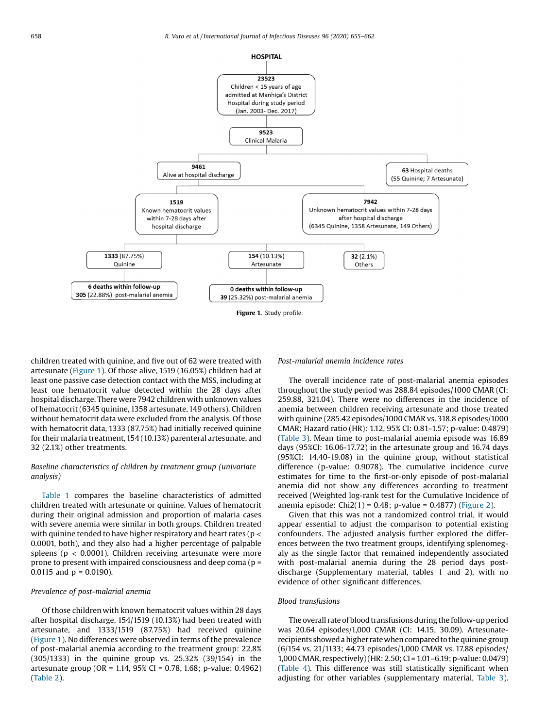**HOSPITAL**

- **23523** Children < 15 years of age admitted at Manhiça's District Hospital during study period (Jan. 2003- Dec. 2017)
  - **9523** Clinical Malaria
    - **9461** Alive at hospital discharge
      - **1519** Known hematocrit values within 7-28 days after hospital discharge
        - **1333** (87.75%) Quinine
          - **6 deaths within follow-up**; **305** (22.88%) post-malarial anemia
        - **154** (10.13%) Artesunate
          - **0 deaths within follow-up**; **39** (25.32%) post-malarial anemia
        - **32** (2.1%) Others
      - **7942** Unknown hematocrit values within 7-28 days after hospital discharge (6345 Quinine, 1358 Artesunate, 149 Others)
    - **63** Hospital deaths (55 Quinine; 7 Artesunate)

**Figure 1.** Study profile.

children treated with quinine, and five out of 62 were treated with artesunate (Figure 1). Of those alive, 1519 (16.05%) children had at least one passive case detection contact with the MSS, including at least one hematocrit value detected within the 28 days after hospital discharge. There were 7942 children with unknown values of hematocrit (6345 quinine, 1358 artesunate, 149 others). Children without hematocrit data were excluded from the analysis. Of those with hematocrit data, 1333 (87.75%) had initially received quinine for their malaria treatment, 154 (10.13%) parenteral artesunate, and 32 (2.1%) other treatments.

*Baseline characteristics of children by treatment group (univariate analysis)*

Table 1 compares the baseline characteristics of admitted children treated with artesunate or quinine. Values of hematocrit during their original admission and proportion of malaria cases with severe anemia were similar in both groups. Children treated with quinine tended to have higher respiratory and heart rates ($p < 0.0001$, both), and they also had a higher percentage of palpable spleens ($p < 0.0001$). Children receiving artesunate were more prone to present with impaired consciousness and deep coma ($p = 0.0115$ and $p = 0.0190$).

*Prevalence of post-malarial anemia*

Of those children with known hematocrit values within 28 days after hospital discharge, 154/1519 (10.13%) had been treated with artesunate, and 1333/1519 (87.75%) had received quinine (Figure 1). No differences were observed in terms of the prevalence of post-malarial anemia according to the treatment group: 22.8% (305/1333) in the quinine group vs. 25.32% (39/154) in the artesunate group (OR = 1.14, 95% CI = 0.78, 1.68; p-value: 0.4962) (Table 2).

*Post-malarial anemia incidence rates*

The overall incidence rate of post-malarial anemia episodes throughout the study period was 288.84 episodes/1000 CMAR (CI: 259.88, 321.04). There were no differences in the incidence of anemia between children receiving artesunate and those treated with quinine (285.42 episodes/1000 CMAR vs. 318.8 episodes/1000 CMAR; Hazard ratio (HR): 1.12, 95% CI: 0.81-1.57; p-value: 0.4879) (Table 3). Mean time to post-malarial anemia episode was 16.89 days (95%CI: 16.06-17.72) in the artesunate group and 16.74 days (95%CI: 14.40-19.08) in the quinine group, without statistical difference (p-value: 0.9078). The cumulative incidence curve estimates for time to the first-or-only episode of post-malarial anemia did not show any differences according to treatment received (Weighted log-rank test for the Cumulative Incidence of anemia episode: Chi2(1) = 0.48; p-value = 0.4877) (Figure 2).

Given that this was not a randomized control trial, it would appear essential to adjust the comparison to potential existing confounders. The adjusted analysis further explored the differences between the two treatment groups, identifying splenomegaly as the single factor that remained independently associated with post-malarial anemia during the 28 period days post-discharge (Supplementary material, tables 1 and 2), with no evidence of other significant differences.

*Blood transfusions*

The overall rate of blood transfusions during the follow-up period was 20.64 episodes/1,000 CMAR (CI: 14.15, 30.09). Artesunate-recipients showed a higher rate when compared to the quinine group (6/154 vs. 21/1133; 44.73 episodes/1,000 CMAR vs. 17.88 episodes/1,000 CMAR, respectively) (HR: 2.50; CI = 1.01–6.19; p-value: 0.0479) (Table 4). This difference was still statistically significant when adjusting for other variables (supplementary material, Table 3).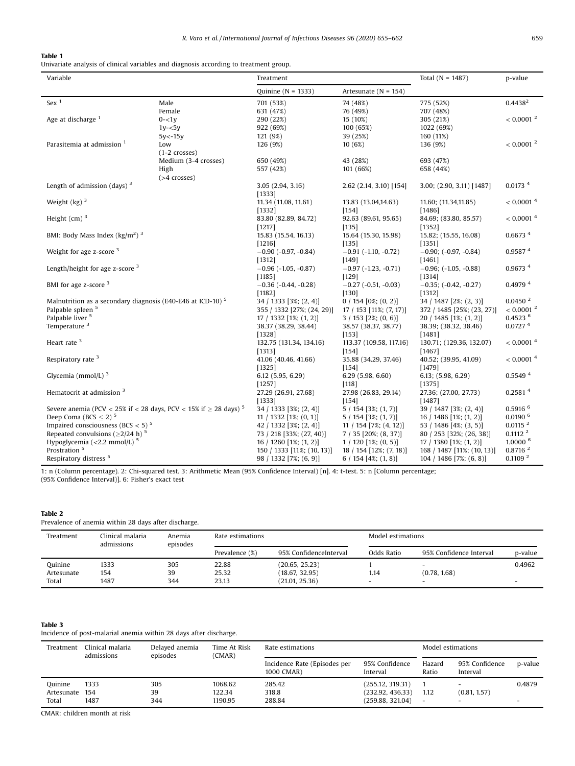**Table 1**

Univariate analysis of clinical variables and diagnosis according to treatment group.

| Variable | | Treatment | | Total (N = 1487) | p-value |
|---|---|---|---|---|---|
| | | Quinine (N = 1333) | Artesunate (N = 154) | | |
| Sex [1] | Male | 701 (53%) | 74 (48%) | 775 (52%) | 0.4438 [2] |
| | Female | 631 (47%) | 76 (49%) | 707 (48%) | |
| Age at discharge [1] | 0-<1y | 290 (22%) | 15 (10%) | 305 (21%) | < 0.0001 [2] |
| | 1y-<5y | 922 (69%) | 100 (65%) | 1022 (69%) | |
| | 5y<-15y | 121 (9%) | 39 (25%) | 160 (11%) | |
| Parasitemia at admission [1] | Low (1-2 crosses) | 126 (9%) | 10 (6%) | 136 (9%) | < 0.0001 [2] |
| | Medium (3-4 crosses) | 650 (49%) | 43 (28%) | 693 (47%) | |
| | High (>4 crosses) | 557 (42%) | 101 (66%) | 658 (44%) | |
| Length of admission (days) [3] | | 3.05 (2.94, 3.16) [1333] | 2.62 (2.14, 3.10) [154] | 3.00; (2.90, 3.11) [1487] | 0.0173 [4] |
| Weight (kg) [3] | | 11.34 (11.08, 11.61) [1332] | 13.83 (13.04,14.63) [154] | 11.60; (11.34,11.85) [1486] | < 0.0001 [4] |
| Height (cm) [3] | | 83.80 (82.89, 84.72) [1217] | 92.63 (89.61, 95.65) [135] | 84.69; (83.80, 85.57) [1352] | < 0.0001 [4] |
| BMI: Body Mass Index (kg/m$^2$) [3] | | 15.83 (15.54, 16.13) [1216] | 15.64 (15.30, 15.98) [135] | 15.82; (15.55, 16.08) [1351] | 0.6673 [4] |
| Weight for age z-score [3] | | −0.90 (-0.97, -0.84) [1312] | −0.91 (-1.10, -0.72) [149] | −0.90; (-0.97, -0.84) [1461] | 0.9587 [4] |
| Length/height for age z-score [3] | | −0.96 (-1.05, -0.87) [1185] | −0.97 (-1.23, -0.71) [129] | −0.96; (-1.05, -0.88) [1314] | 0.9673 [4] |
| BMI for age z-score [3] | | −0.36 (-0.44, -0.28) [1182] | −0.27 (-0.51, -0.03) [130] | −0.35; (-0.42, -0.27) [1312] | 0.4979 [4] |
| Malnutrition as a secondary diagnosis (E40-E46 at ICD-10) [5] | | 34 / 1333 [3%; (2, 4)] | 0 / 154 [0%; (0, 2)] | 34 / 1487 [2%; (2, 3)] | 0.0450 [2] |
| Palpable spleen [5] | | 355 / 1332 [27%; (24, 29)] | 17 / 153 [11%; (7, 17)] | 372 / 1485 [25%; (23, 27)] | < 0.0001 [2] |
| Palpable liver [5] | | 17 / 1332 [1%; (1, 2)] | 3 / 153 [2%; (0, 6)] | 20 / 1485 [1%; (1, 2)] | 0.4523 [6] |
| Temperature [3] | | 38.37 (38.29, 38.44) [1328] | 38.57 (38.37, 38.77) [153] | 38.39; (38.32, 38.46) [1481] | 0.0727 [4] |
| Heart rate [3] | | 132.75 (131.34, 134.16) [1313] | 113.37 (109.58, 117.16) [154] | 130.71; (129.36, 132.07) [1467] | < 0.0001 [4] |
| Respiratory rate [3] | | 41.06 (40.46, 41.66) [1325] | 35.88 (34.29, 37.46) [154] | 40.52; (39.95, 41.09) [1479] | < 0.0001 [4] |
| Glycemia (mmol/L) [3] | | 6.12 (5.95, 6.29) [1257] | 6.29 (5.98, 6.60) [118] | 6.13; (5.98, 6.29) [1375] | 0.5549 [4] |
| Hematocrit at admission [3] | | 27.29 (26.91, 27.68) [1333] | 27.98 (26.83, 29.14) [154] | 27.36; (27.00, 27.73) [1487] | 0.2581 [4] |
| Severe anemia (PCV < 25% if < 28 days, PCV < 15% if ≥ 28 days) [5] | | 34 / 1333 [3%; (2, 4)] | 5 / 154 [3%; (1, 7)] | 39 / 1487 [3%; (2, 4)] | 0.5916 [6] |
| Deep Coma (BCS ≤ 2) [5] | | 11 / 1332 [1%; (0, 1)] | 5 / 154 [3%; (1, 7)] | 16 / 1486 [1%; (1, 2)] | 0.0190 [6] |
| Impaired consciousness (BCS < 5) [5] | | 42 / 1332 [3%; (2, 4)] | 11 / 154 [7%; (4, 12)] | 53 / 1486 [4%; (3, 5)] | 0.0115 [2] |
| Repeated convulsions (≥2/24 h) [5] | | 73 / 218 [33%; (27, 40)] | 7 / 35 [20%; (8, 37)] | 80 / 253 [32%; (26, 38)] | 0.1112 [2] |
| Hypoglycemia (<2.2 mmol/L) [5] | | 16 / 1260 [1%; (1, 2)] | 1 / 120 [1%; (0, 5)] | 17 / 1380 [1%; (1, 2)] | 1.0000 [6] |
| Prostration [5] | | 150 / 1333 [11%; (10, 13)] | 18 / 154 [12%; (7, 18)] | 168 / 1487 [11%; (10, 13)] | 0.8716 [2] |
| Respiratory distress [5] | | 98 / 1332 [7%; (6, 9)] | 6 / 154 [4%; (1, 8)] | 104 / 1486 [7%; (6, 8)] | 0.1109 [2] |

1: n (Column percentage). 2: Chi-squared test. 3: Arithmetic Mean (95% Confidence Interval) [n]. 4: t-test. 5: n [Column percentage; (95% Confidence Interval)]. 6: Fisher's exact test

**Table 2**

Prevalence of anemia within 28 days after discharge.

| Treatment | Clinical malaria admissions | Anemia episodes | Rate estimations | | Model estimations | | |
|---|---|---|---|---|---|---|---|
| | | | Prevalence (%) | 95% ConfidenceInterval | Odds Ratio | 95% Confidence Interval | p-value |
| Quinine | 1333 | 305 | 22.88 | (20.65, 25.23) | 1 | - | 0.4962 |
| Artesunate | 154 | 39 | 25.32 | (18.67, 32.95) | 1.14 | (0.78, 1.68) | |
| Total | 1487 | 344 | 23.13 | (21.01, 25.36) | - | - | - |

**Table 3**

Incidence of post-malarial anemia within 28 days after discharge.

| Treatment | Clinical malaria admissions | Delayed anemia episodes | Time At Risk (CMAR) | Rate estimations | | Model estimations | | |
|---|---|---|---|---|---|---|---|---|
| | | | | Incidence Rate (Episodes per 1000 CMAR) | 95% Confidence Interval | Hazard Ratio | 95% Confidence Interval | p-value |
| Quinine | 1333 | 305 | 1068.62 | 285.42 | (255.12, 319.31) | 1 | - | 0.4879 |
| Artesunate | 154 | 39 | 122.34 | 318.8 | (232.92, 436.33) | 1.12 | (0.81, 1.57) | |
| Total | 1487 | 344 | 1190.95 | 288.84 | (259.88, 321.04) | - | - | - |

CMAR: children month at risk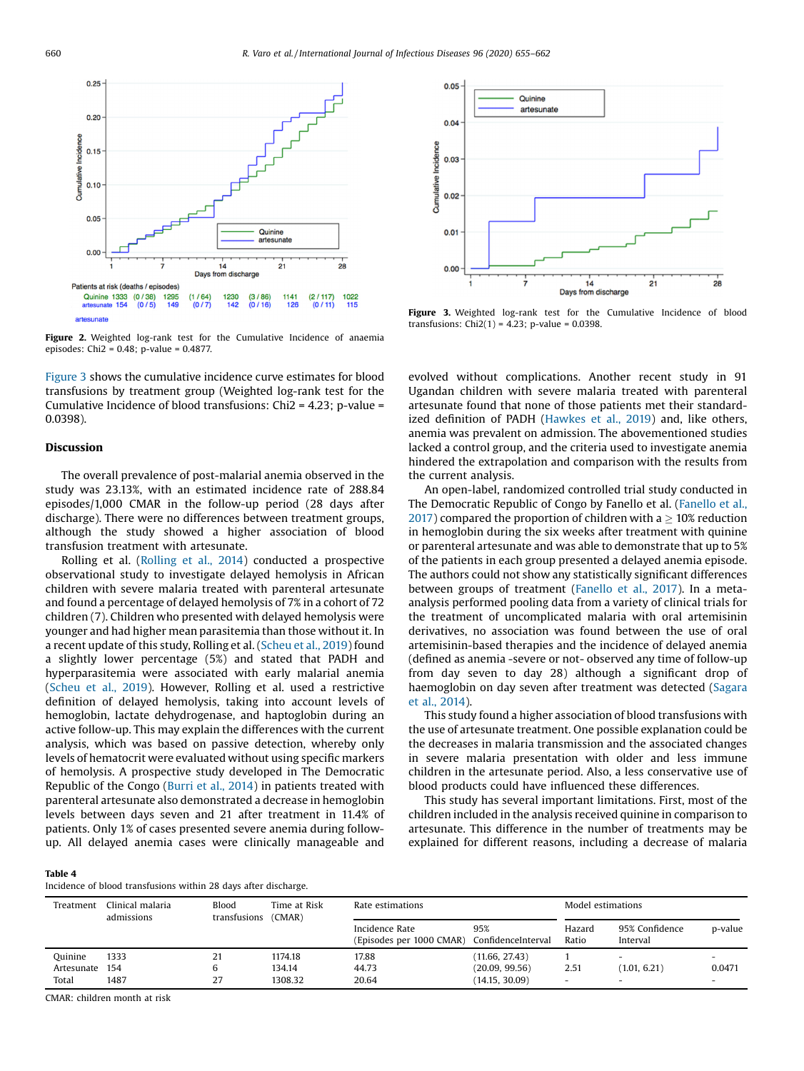Figure 2. Weighted log-rank test for the Cumulative Incidence of anaemia episodes: Chi2 = 0.48; p-value = 0.4877.

Figure 3. Weighted log-rank test for the Cumulative Incidence of blood transfusions: Chi2(1) = 4.23; p-value = 0.0398.

Figure 3 shows the cumulative incidence curve estimates for blood transfusions by treatment group (Weighted log-rank test for the Cumulative Incidence of blood transfusions: Chi2 = 4.23; p-value = 0.0398).

## Discussion

The overall prevalence of post-malarial anemia observed in the study was 23.13%, with an estimated incidence rate of 288.84 episodes/1,000 CMAR in the follow-up period (28 days after discharge). There were no differences between treatment groups, although the study showed a higher association of blood transfusion treatment with artesunate.

Rolling et al. (Rolling et al., 2014) conducted a prospective observational study to investigate delayed hemolysis in African children with severe malaria treated with parenteral artesunate and found a percentage of delayed hemolysis of 7% in a cohort of 72 children (7). Children who presented with delayed hemolysis were younger and had higher mean parasitemia than those without it. In a recent update of this study, Rolling et al. (Scheu et al., 2019) found a slightly lower percentage (5%) and stated that PADH and hyperparasitemia were associated with early malarial anemia (Scheu et al., 2019). However, Rolling et al. used a restrictive definition of delayed hemolysis, taking into account levels of hemoglobin, lactate dehydrogenase, and haptoglobin during an active follow-up. This may explain the differences with the current analysis, which was based on passive detection, whereby only levels of hematocrit were evaluated without using specific markers of hemolysis. A prospective study developed in The Democratic Republic of the Congo (Burri et al., 2014) in patients treated with parenteral artesunate also demonstrated a decrease in hemoglobin levels between days seven and 21 after treatment in 11.4% of patients. Only 1% of cases presented severe anemia during follow-up. All delayed anemia cases were clinically manageable and evolved without complications. Another recent study in 91 Ugandan children with severe malaria treated with parenteral artesunate found that none of those patients met their standardized definition of PADH (Hawkes et al., 2019) and, like others, anemia was prevalent on admission. The abovementioned studies lacked a control group, and the criteria used to investigate anemia hindered the extrapolation and comparison with the results from the current analysis.

An open-label, randomized controlled trial study conducted in The Democratic Republic of Congo by Fanello et al. (Fanello et al., 2017) compared the proportion of children with a ≥ 10% reduction in hemoglobin during the six weeks after treatment with quinine or parenteral artesunate and was able to demonstrate that up to 5% of the patients in each group presented a delayed anemia episode. The authors could not show any statistically significant differences between groups of treatment (Fanello et al., 2017). In a meta-analysis performed pooling data from a variety of clinical trials for the treatment of uncomplicated malaria with oral artemisinin derivatives, no association was found between the use of oral artemisinin-based therapies and the incidence of delayed anemia (defined as anemia -severe or not- observed any time of follow-up from day seven to day 28) although a significant drop of haemoglobin on day seven after treatment was detected (Sagara et al., 2014).

This study found a higher association of blood transfusions with the use of artesunate treatment. One possible explanation could be the decreases in malaria transmission and the associated changes in severe malaria presentation with older and less immune children in the artesunate period. Also, a less conservative use of blood products could have influenced these differences.

This study has several important limitations. First, most of the children included in the analysis received quinine in comparison to artesunate. This difference in the number of treatments may be explained for different reasons, including a decrease of malaria

**Table 4**
Incidence of blood transfusions within 28 days after discharge.

| Treatment | Clinical malaria admissions | Blood transfusions | Time at Risk (CMAR) | Rate estimations | | Model estimations | | |
|---|---|---|---|---|---|---|---|---|
| | | | | Incidence Rate (Episodes per 1000 CMAR) | 95% ConfidenceInterval | Hazard Ratio | 95% Confidence Interval | p-value |
| Quinine | 1333 | 21 | 1174.18 | 17.88 | (11.66, 27.43) | 1 | - | - |
| Artesunate | 154 | 6 | 134.14 | 44.73 | (20.09, 99.56) | 2.51 | (1.01, 6.21) | 0.0471 |
| Total | 1487 | 27 | 1308.32 | 20.64 | (14.15, 30.09) | - | - | - |

CMAR: children month at risk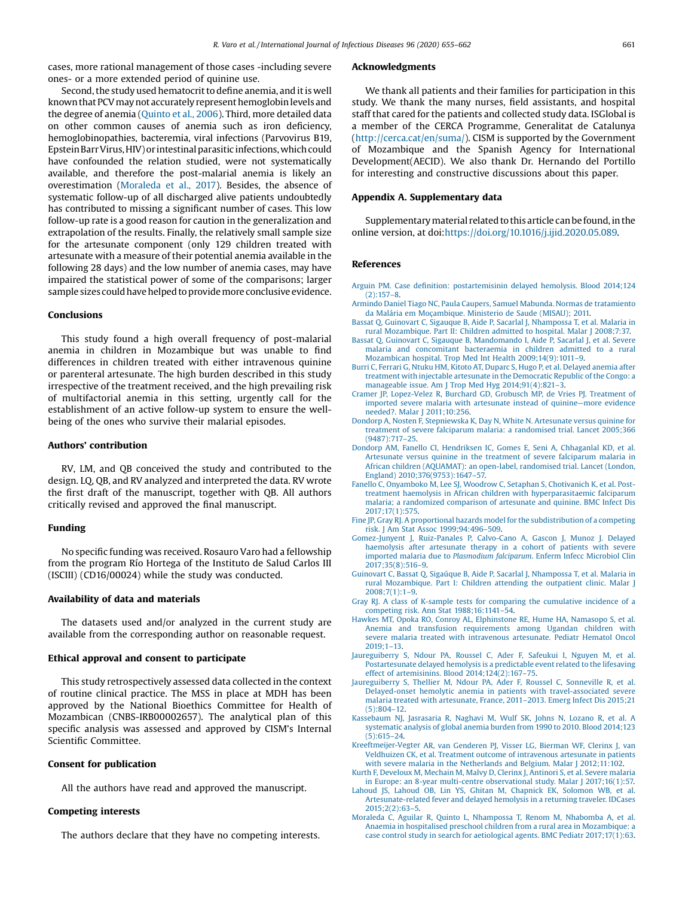cases, more rational management of those cases -including severe ones- or a more extended period of quinine use.

Second, the study used hematocrit to define anemia, and it is well known that PCV may not accurately represent hemoglobin levels and the degree of anemia (Quinto et al., 2006). Third, more detailed data on other common causes of anemia such as iron deficiency, hemoglobinopathies, bacteremia, viral infections (Parvovirus B19, Epstein Barr Virus, HIV) or intestinal parasitic infections, which could have confounded the relation studied, were not systematically available, and therefore the post-malarial anemia is likely an overestimation (Moraleda et al., 2017). Besides, the absence of systematic follow-up of all discharged alive patients undoubtedly has contributed to missing a significant number of cases. This low follow-up rate is a good reason for caution in the generalization and extrapolation of the results. Finally, the relatively small sample size for the artesunate component (only 129 children treated with artesunate with a measure of their potential anemia available in the following 28 days) and the low number of anemia cases, may have impaired the statistical power of some of the comparisons; larger sample sizes could have helped to provide more conclusive evidence.

## Conclusions

This study found a high overall frequency of post-malarial anemia in children in Mozambique but was unable to find differences in children treated with either intravenous quinine or parenteral artesunate. The high burden described in this study irrespective of the treatment received, and the high prevailing risk of multifactorial anemia in this setting, urgently call for the establishment of an active follow-up system to ensure the well-being of the ones who survive their malarial episodes.

## Authors' contribution

RV, LM, and QB conceived the study and contributed to the design. LQ, QB, and RV analyzed and interpreted the data. RV wrote the first draft of the manuscript, together with QB. All authors critically revised and approved the final manuscript.

## Funding

No specific funding was received. Rosauro Varo had a fellowship from the program Río Hortega of the Instituto de Salud Carlos III (ISCIII) (CD16/00024) while the study was conducted.

## Availability of data and materials

The datasets used and/or analyzed in the current study are available from the corresponding author on reasonable request.

## Ethical approval and consent to participate

This study retrospectively assessed data collected in the context of routine clinical practice. The MSS in place at MDH has been approved by the National Bioethics Committee for Health of Mozambican (CNBS-IRB00002657). The analytical plan of this specific analysis was assessed and approved by CISM's Internal Scientific Committee.

## Consent for publication

All the authors have read and approved the manuscript.

## Competing interests

The authors declare that they have no competing interests.

## Acknowledgments

We thank all patients and their families for participation in this study. We thank the many nurses, field assistants, and hospital staff that cared for the patients and collected study data. ISGlobal is a member of the CERCA Programme, Generalitat de Catalunya (http://cerca.cat/en/suma/). CISM is supported by the Government of Mozambique and the Spanish Agency for International Development(AECID). We also thank Dr. Hernando del Portillo for interesting and constructive discussions about this paper.

## Appendix A. Supplementary data

Supplementary material related to this article can be found, in the online version, at doi:https://doi.org/10.1016/j.ijid.2020.05.089.

## References

Arguin PM. Case definition: postartemisinin delayed hemolysis. Blood 2014;124(2):157–8.

Armindo Daniel Tiago NC, Paula Caupers, Samuel Mabunda. Normas de tratamiento da Malária em Moçambique. Ministerio de Saude (MISAU); 2011.

Bassat Q, Guinovart C, Sigauque B, Aide P, Sacarlal J, Nhampossa T, et al. Malaria in rural Mozambique. Part II: Children admitted to hospital. Malar J 2008;7:37.

Bassat Q, Guinovart C, Sigauque B, Mandomando I, Aide P, Sacarlal J, et al. Severe malaria and concomitant bacteraemia in children admitted to a rural Mozambican hospital. Trop Med Int Health 2009;14(9):1011–9.

Burri C, Ferrari G, Ntuku HM, Kitoto AT, Duparc S, Hugo P, et al. Delayed anemia after treatment with injectable artesunate in the Democratic Republic of the Congo: a manageable issue. Am J Trop Med Hyg 2014;91(4):821–3.

Cramer JP, Lopez-Velez R, Burchard GD, Grobusch MP, de Vries PJ. Treatment of imported severe malaria with artesunate instead of quinine—more evidence needed?. Malar J 2011;10:256.

Dondorp A, Nosten F, Stepniewska K, Day N, White N. Artesunate versus quinine for treatment of severe falciparum malaria: a randomised trial. Lancet 2005;366(9487):717–25.

Dondorp AM, Fanello CI, Hendriksen IC, Gomes E, Seni A, Chhaganlal KD, et al. Artesunate versus quinine in the treatment of severe falciparum malaria in African children (AQUAMAT): an open-label, randomised trial. Lancet (London, England) 2010;376(9753):1647–57.

Fanello C, Onyamboko M, Lee SJ, Woodrow C, Setaphan S, Chotivanich K, et al. Post-treatment haemolysis in African children with hyperparasitaemic falciparum malaria; a randomized comparison of artesunate and quinine. BMC Infect Dis 2017;17(1):575.

Fine JP, Gray RJ. A proportional hazards model for the subdistribution of a competing risk. J Am Stat Assoc 1999;94:496–509.

Gomez-Junyent J, Ruiz-Panales P, Calvo-Cano A, Gascon J, Munoz J. Delayed haemolysis after artesunate therapy in a cohort of patients with severe imported malaria due to *Plasmodium falciparum*. Enferm Infecc Microbiol Clin 2017;35(8):516–9.

Guinovart C, Bassat Q, Sigaúque B, Aide P, Sacarlal J, Nhampossa T, et al. Malaria in rural Mozambique. Part I: Children attending the outpatient clinic. Malar J 2008;7(1):1–9.

Gray RJ. A class of K-sample tests for comparing the cumulative incidence of a competing risk. Ann Stat 1988;16:1141–54.

Hawkes MT, Opoka RO, Conroy AL, Elphinstone RE, Hume HA, Namasopo S, et al. Anemia and transfusion requirements among Ugandan children with severe malaria treated with intravenous artesunate. Pediatr Hematol Oncol 2019;1–13.

Jaureguiberry S, Ndour PA, Roussel C, Ader F, Safeukui I, Nguyen M, et al. Postartesunate delayed hemolysis is a predictable event related to the lifesaving effect of artemisinins. Blood 2014;124(2):167–75.

Jaureguiberry S, Thellier M, Ndour PA, Ader F, Roussel C, Sonneville R, et al. Delayed-onset hemolytic anemia in patients with travel-associated severe malaria treated with artesunate, France, 2011–2013. Emerg Infect Dis 2015;21(5):804–12.

Kassebaum NJ, Jasrasaria R, Naghavi M, Wulf SK, Johns N, Lozano R, et al. A systematic analysis of global anemia burden from 1990 to 2010. Blood 2014;123(5):615–24.

Kreeftmeijer-Vegter AR, van Genderen PJ, Visser LG, Bierman WF, Clerinx J, van Veldhuizen CK, et al. Treatment outcome of intravenous artesunate in patients with severe malaria in the Netherlands and Belgium. Malar J 2012;11:102.

Kurth F, Develoux M, Mechain M, Malvy D, Clerinx J, Antinori S, et al. Severe malaria in Europe: an 8-year multi-centre observational study. Malar J 2017;16(1):57.

Lahoud JS, Lahoud OB, Lin YS, Ghitan M, Chapnick EK, Solomon WB, et al. Artesunate-related fever and delayed hemolysis in a returning traveler. IDCases 2015;2(2):63–5.

Moraleda C, Aguilar R, Quinto L, Nhampossa T, Renom M, Nhabomba A, et al. Anaemia in hospitalised preschool children from a rural area in Mozambique: a case control study in search for aetiological agents. BMC Pediatr 2017;17(1):63.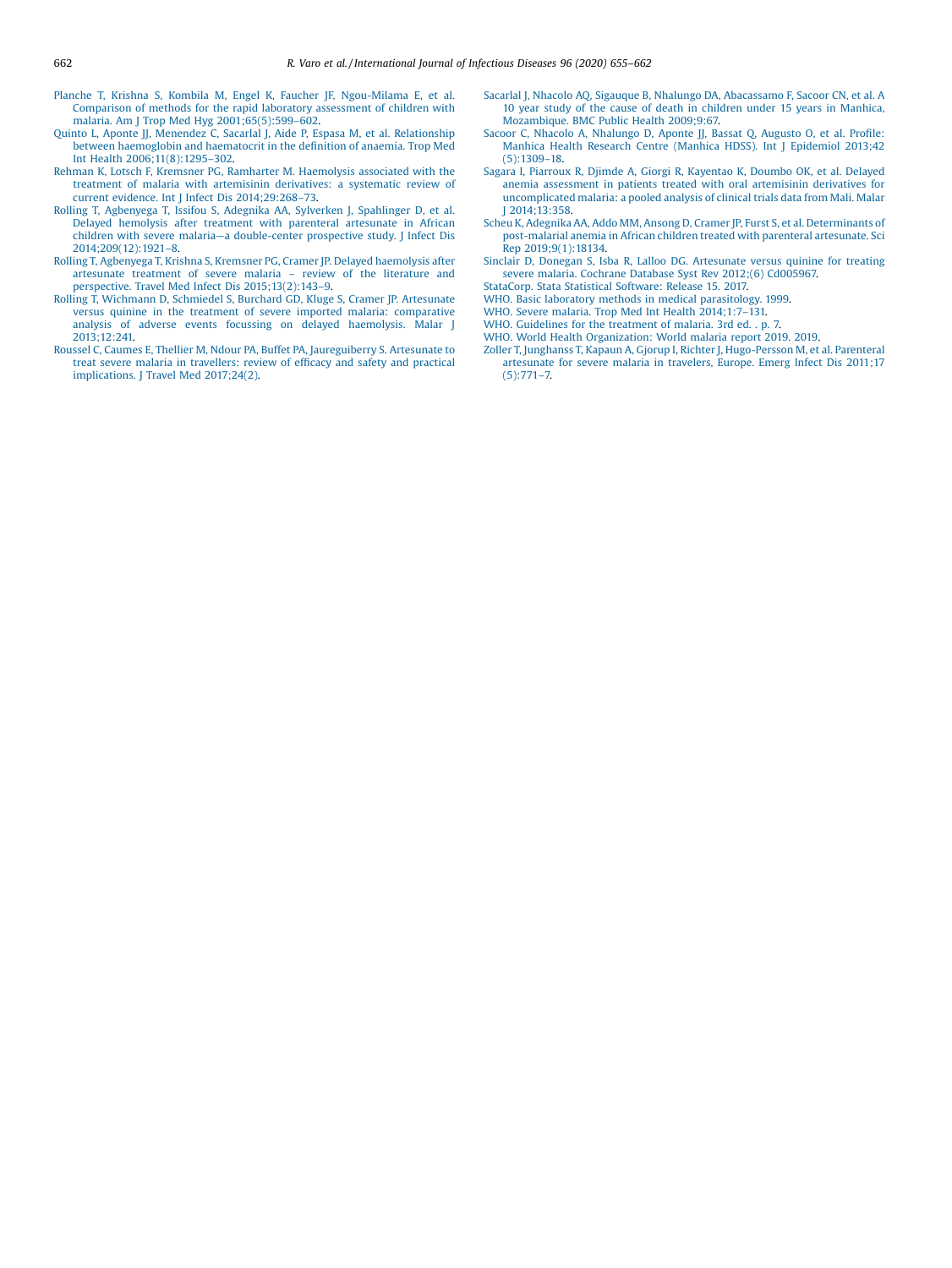Planche T, Krishna S, Kombila M, Engel K, Faucher JF, Ngou-Milama E, et al. Comparison of methods for the rapid laboratory assessment of children with malaria. Am J Trop Med Hyg 2001;65(5):599–602.

Quinto L, Aponte JJ, Menendez C, Sacarlal J, Aide P, Espasa M, et al. Relationship between haemoglobin and haematocrit in the definition of anaemia. Trop Med Int Health 2006;11(8):1295–302.

Rehman K, Lotsch F, Kremsner PG, Ramharter M. Haemolysis associated with the treatment of malaria with artemisinin derivatives: a systematic review of current evidence. Int J Infect Dis 2014;29:268–73.

Rolling T, Agbenyega T, Issifou S, Adegnika AA, Sylverken J, Spahlinger D, et al. Delayed hemolysis after treatment with parenteral artesunate in African children with severe malaria—a double-center prospective study. J Infect Dis 2014;209(12):1921–8.

Rolling T, Agbenyega T, Krishna S, Kremsner PG, Cramer JP. Delayed haemolysis after artesunate treatment of severe malaria – review of the literature and perspective. Travel Med Infect Dis 2015;13(2):143–9.

Rolling T, Wichmann D, Schmiedel S, Burchard GD, Kluge S, Cramer JP. Artesunate versus quinine in the treatment of severe imported malaria: comparative analysis of adverse events focussing on delayed haemolysis. Malar J 2013;12:241.

Roussel C, Caumes E, Thellier M, Ndour PA, Buffet PA, Jaureguiberry S. Artesunate to treat severe malaria in travellers: review of efficacy and safety and practical implications. J Travel Med 2017;24(2).

Sacarlal J, Nhacolo AQ, Sigauque B, Nhalungo DA, Abacassamo F, Sacoor CN, et al. A 10 year study of the cause of death in children under 15 years in Manhica, Mozambique. BMC Public Health 2009;9:67.

Sacoor C, Nhacolo A, Nhalungo D, Aponte JJ, Bassat Q, Augusto O, et al. Profile: Manhica Health Research Centre (Manhica HDSS). Int J Epidemiol 2013;42(5):1309–18.

Sagara I, Piarroux R, Djimde A, Giorgi R, Kayentao K, Doumbo OK, et al. Delayed anemia assessment in patients treated with oral artemisinin derivatives for uncomplicated malaria: a pooled analysis of clinical trials data from Mali. Malar J 2014;13:358.

Scheu K, Adegnika AA, Addo MM, Ansong D, Cramer JP, Furst S, et al. Determinants of post-malarial anemia in African children treated with parenteral artesunate. Sci Rep 2019;9(1):18134.

Sinclair D, Donegan S, Isba R, Lalloo DG. Artesunate versus quinine for treating severe malaria. Cochrane Database Syst Rev 2012;(6) Cd005967.

StataCorp. Stata Statistical Software: Release 15. 2017.

WHO. Basic laboratory methods in medical parasitology. 1999.

WHO. Severe malaria. Trop Med Int Health 2014;1:7–131.

WHO. Guidelines for the treatment of malaria. 3rd ed. . p. 7.

WHO. World Health Organization: World malaria report 2019. 2019.

Zoller T, Junghanss T, Kapaun A, Gjorup I, Richter J, Hugo-Persson M, et al. Parenteral artesunate for severe malaria in travelers, Europe. Emerg Infect Dis 2011;17(5):771–7.